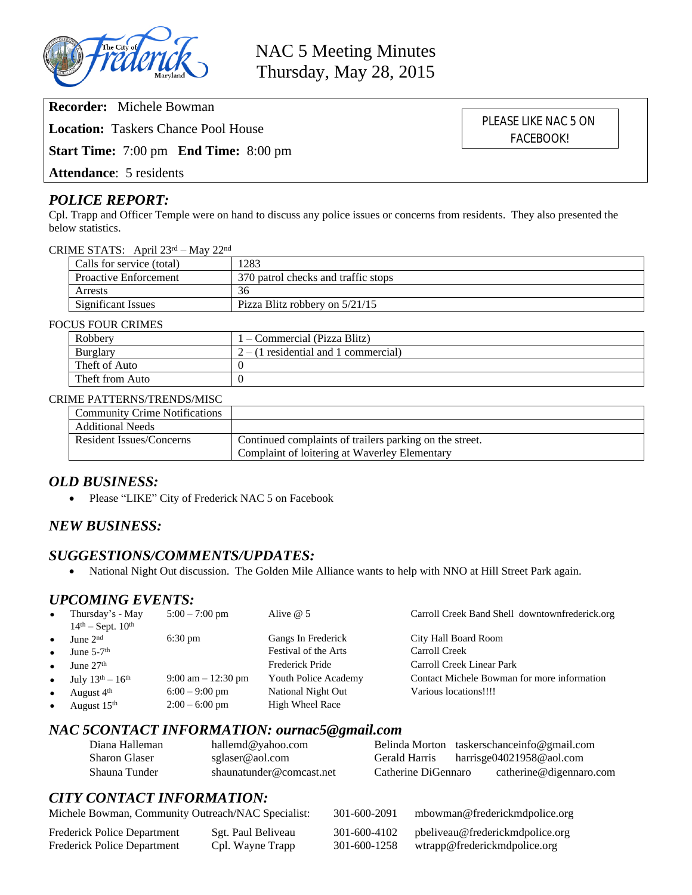# NAC 5 Meeting Minutes
Thursday, May 28, 2015

**Recorder:** Michele Bowman

**Location:** Taskers Chance Pool House

**Start Time:** 7:00 pm **End Time:** 8:00 pm

**Attendance**: 5 residents

PLEASE LIKE NAC 5 ON FACEBOOK!

## *POLICE REPORT:*

Cpl. Trapp and Officer Temple were on hand to discuss any police issues or concerns from residents. They also presented the below statistics.

CRIME STATS: April 23rd – May 22nd

| | |
|---|---|
| Calls for service (total) | 1283 |
| Proactive Enforcement | 370 patrol checks and traffic stops |
| Arrests | 36 |
| Significant Issues | Pizza Blitz robbery on 5/21/15 |

FOCUS FOUR CRIMES

| | |
|---|---|
| Robbery | 1 – Commercial (Pizza Blitz) |
| Burglary | 2 – (1 residential and 1 commercial) |
| Theft of Auto | 0 |
| Theft from Auto | 0 |

CRIME PATTERNS/TRENDS/MISC

| | |
|---|---|
| Community Crime Notifications | |
| Additional Needs | |
| Resident Issues/Concerns | Continued complaints of trailers parking on the street.<br>Complaint of loitering at Waverley Elementary |

## *OLD BUSINESS:*

- Please "LIKE" City of Frederick NAC 5 on Facebook

## *NEW BUSINESS:*

## *SUGGESTIONS/COMMENTS/UPDATES:*

- National Night Out discussion. The Golden Mile Alliance wants to help with NNO at Hill Street Park again.

## *UPCOMING EVENTS:*

| | | | |
|---|---|---|---|
| Thursday's - May 14th – Sept. 10th | 5:00 – 7:00 pm | Alive @ 5 | Carroll Creek Band Shell downtownfrederick.org |
| June 2nd | 6:30 pm | Gangs In Frederick | City Hall Board Room |
| June 5-7th | | Festival of the Arts | Carroll Creek |
| June 27th | | Frederick Pride | Carroll Creek Linear Park |
| July 13th – 16th | 9:00 am – 12:30 pm | Youth Police Academy | Contact Michele Bowman for more information |
| August 4th | 6:00 – 9:00 pm | National Night Out | Various locations!!!! |
| August 15th | 2:00 – 6:00 pm | High Wheel Race | |

## *NAC 5CONTACT INFORMATION: ournac5@gmail.com*

| | | | |
|---|---|---|---|
| Diana Halleman | hallemd@yahoo.com | Belinda Morton | taskerschanceinfo@gmail.com |
| Sharon Glaser | sglaser@aol.com | Gerald Harris | harrisge04021958@aol.com |
| Shauna Tunder | shaunatunder@comcast.net | Catherine DiGennaro | catherine@digennaro.com |

## *CITY CONTACT INFORMATION:*

| | | | |
|---|---|---|---|
| Michele Bowman, Community Outreach/NAC Specialist: | | 301-600-2091 | mbowman@frederickmdpolice.org |
| Frederick Police Department | Sgt. Paul Beliveau | 301-600-4102 | pbeliveau@frederickmdpolice.org |
| Frederick Police Department | Cpl. Wayne Trapp | 301-600-1258 | wtrapp@frederickmdpolice.org |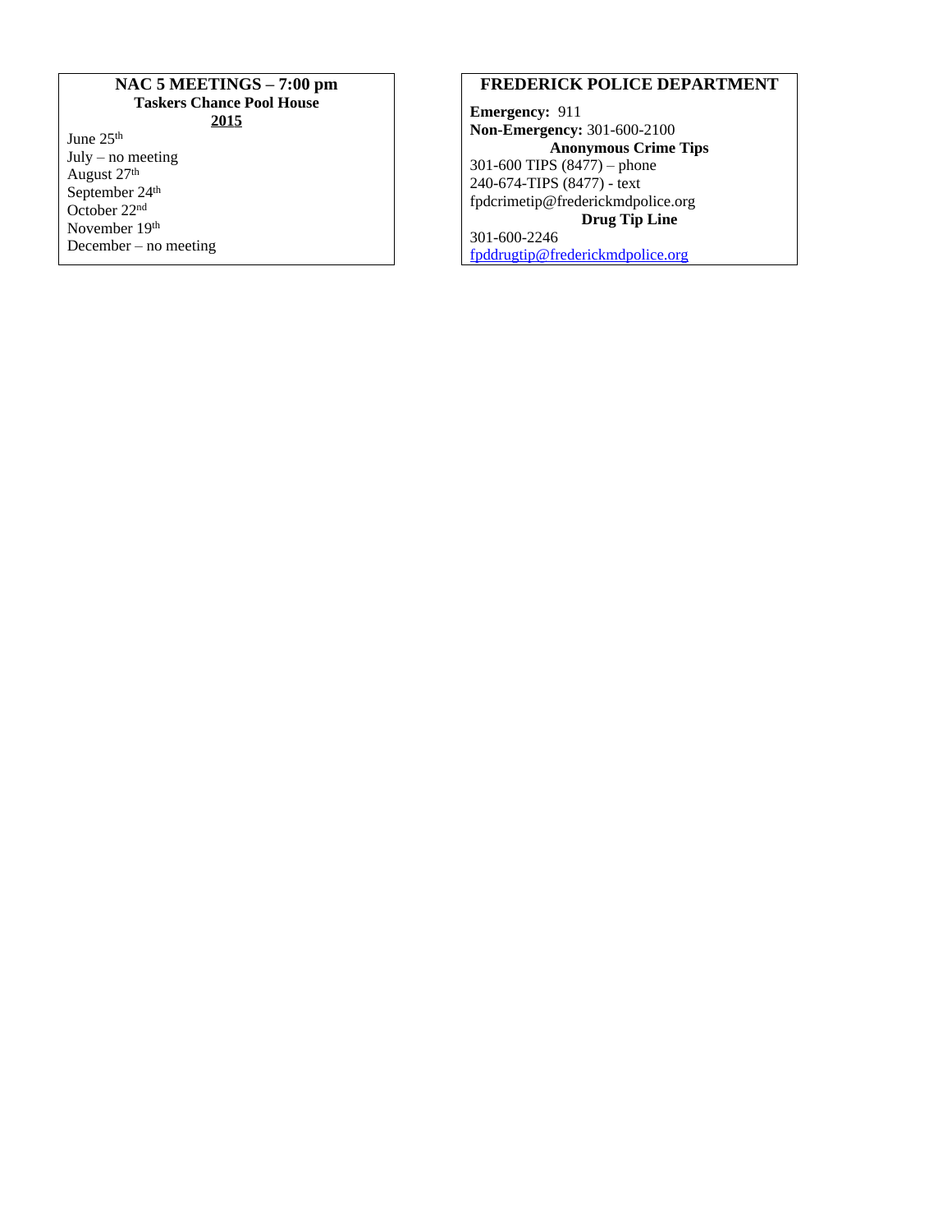**NAC 5 MEETINGS – 7:00 pm**

**Taskers Chance Pool House**

**2015**

June 25th
July – no meeting
August 27th
September 24th
October 22nd
November 19th
December – no meeting

**FREDERICK POLICE DEPARTMENT**

**Emergency:** 911
**Non-Emergency:** 301-600-2100

**Anonymous Crime Tips**

301-600 TIPS (8477) – phone
240-674-TIPS (8477) - text
fpdcrimetip@frederickmdpolice.org

**Drug Tip Line**

301-600-2246
fpddrugtip@frederickmdpolice.org